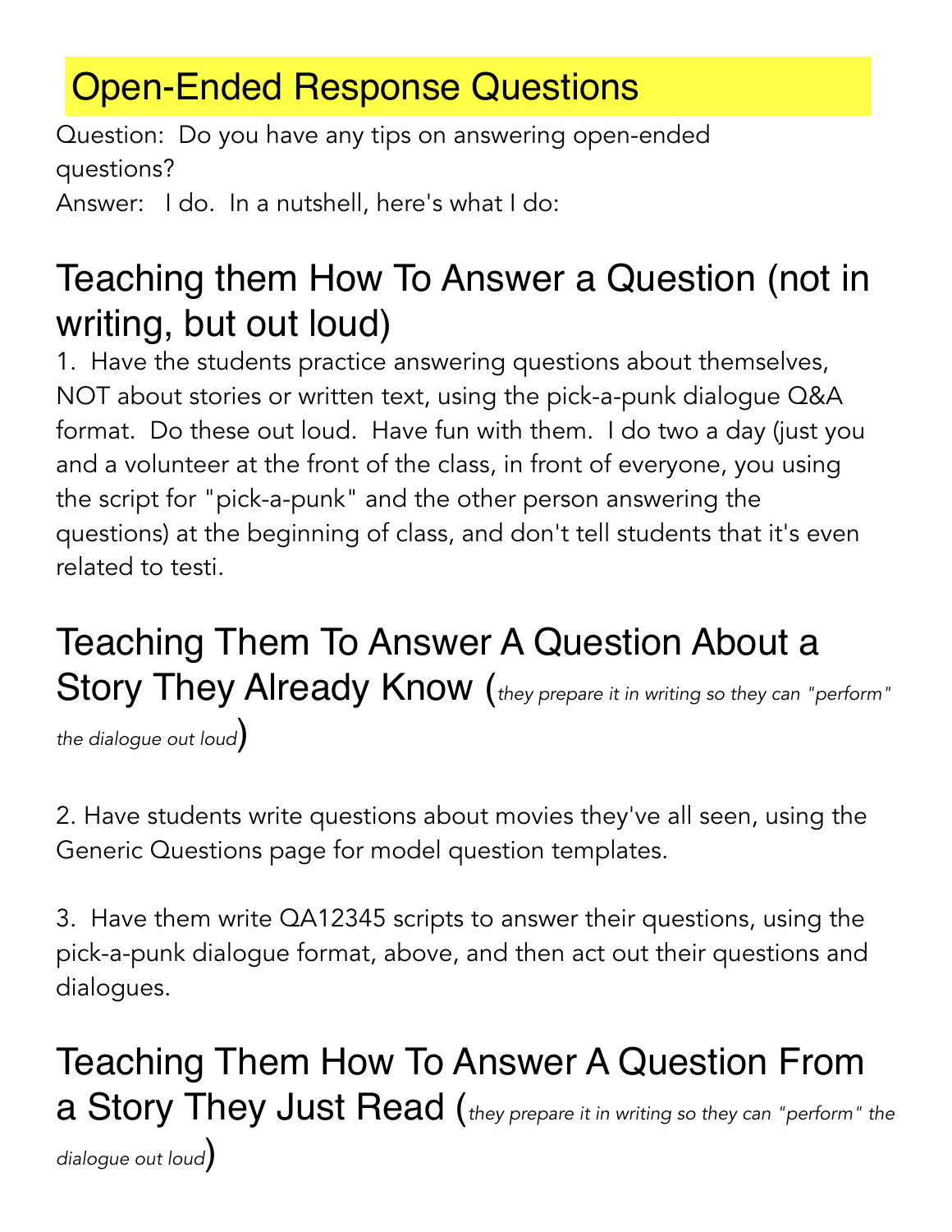# Open-Ended Response Questions

Question: Do you have any tips on answering open-ended questions?

Answer: I do. In a nutshell, here's what I do:

## Teaching them How To Answer a Question (not in writing, but out loud)

1. Have the students practice answering questions about themselves, NOT about stories or written text, using the pick-a-punk dialogue Q&A format. Do these out loud. Have fun with them. I do two a day (just you and a volunteer at the front of the class, in front of everyone, you using the script for "pick-a-punk" and the other person answering the questions) at the beginning of class, and don't tell students that it's even related to testi.

## Teaching Them To Answer A Question About a Story They Already Know (*they prepare it in writing so they can "perform" the dialogue out loud*)

2. Have students write questions about movies they've all seen, using the Generic Questions page for model question templates.

3. Have them write QA12345 scripts to answer their questions, using the pick-a-punk dialogue format, above, and then act out their questions and dialogues.

## Teaching Them How To Answer A Question From a Story They Just Read (*they prepare it in writing so they can "perform" the dialogue out loud*)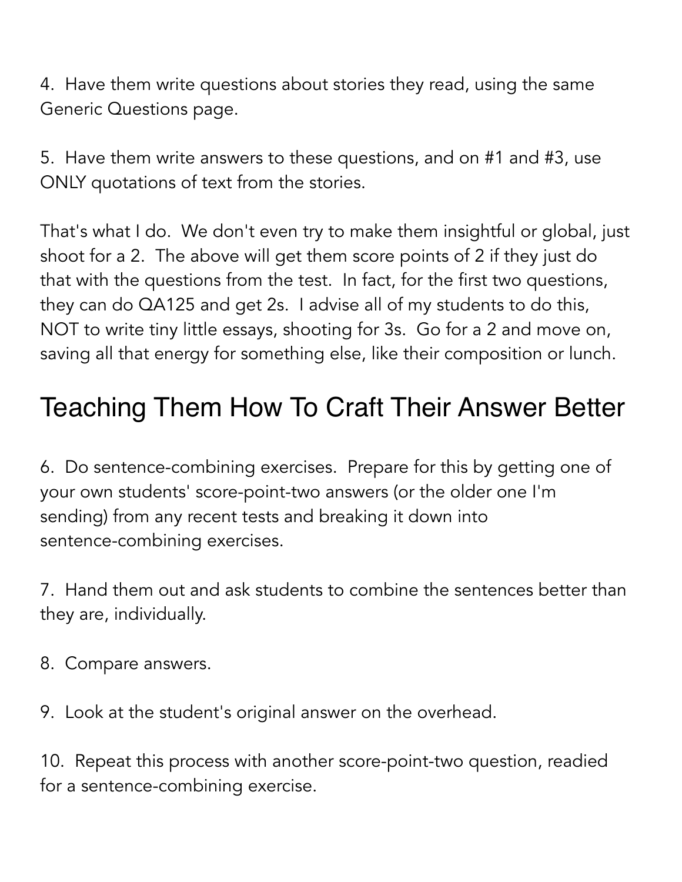4. Have them write questions about stories they read, using the same Generic Questions page.

5. Have them write answers to these questions, and on #1 and #3, use ONLY quotations of text from the stories.

That's what I do. We don't even try to make them insightful or global, just shoot for a 2. The above will get them score points of 2 if they just do that with the questions from the test. In fact, for the first two questions, they can do QA125 and get 2s. I advise all of my students to do this, NOT to write tiny little essays, shooting for 3s. Go for a 2 and move on, saving all that energy for something else, like their composition or lunch.

## Teaching Them How To Craft Their Answer Better

6. Do sentence-combining exercises. Prepare for this by getting one of your own students' score-point-two answers (or the older one I'm sending) from any recent tests and breaking it down into sentence-combining exercises.

7. Hand them out and ask students to combine the sentences better than they are, individually.

8. Compare answers.

9. Look at the student's original answer on the overhead.

10. Repeat this process with another score-point-two question, readied for a sentence-combining exercise.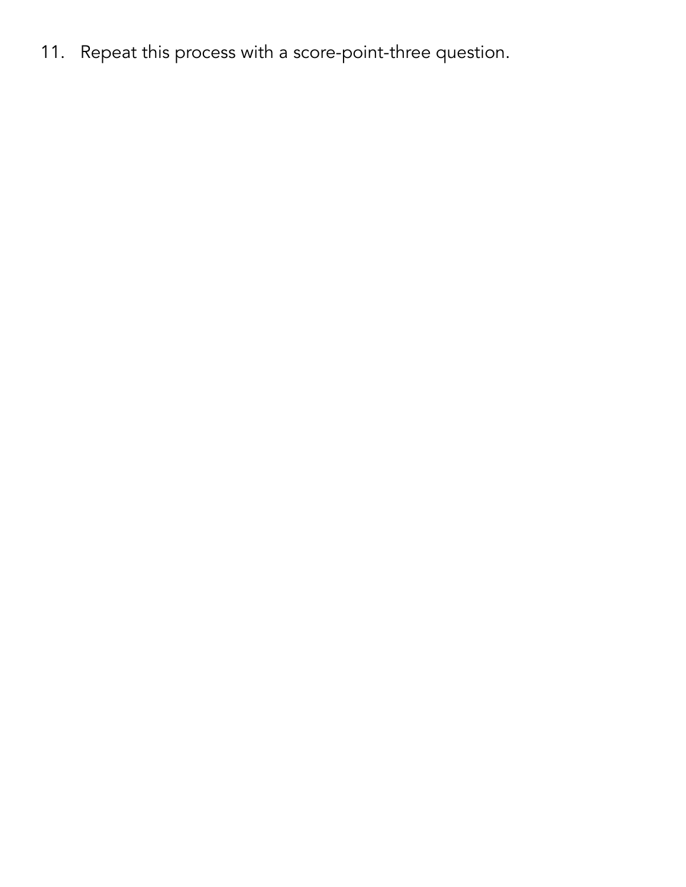11. Repeat this process with a score-point-three question.